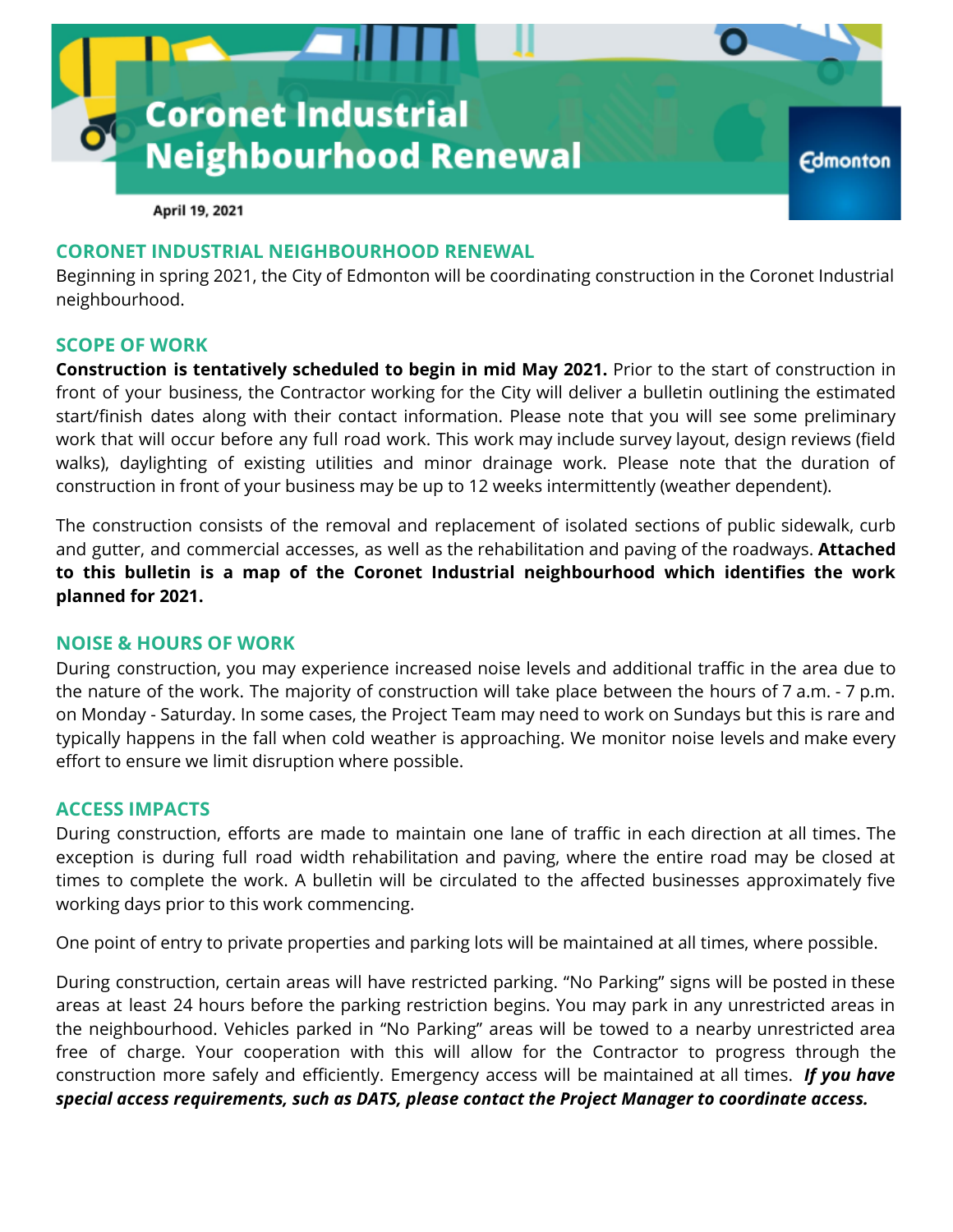# Coronet Industrial Neighbourhood Renewal

Edmonton

April 19, 2021

## CORONET INDUSTRIAL NEIGHBOURHOOD RENEWAL

Beginning in spring 2021, the City of Edmonton will be coordinating construction in the Coronet Industrial neighbourhood.

## SCOPE OF WORK

**Construction is tentatively scheduled to begin in mid May 2021.** Prior to the start of construction in front of your business, the Contractor working for the City will deliver a bulletin outlining the estimated start/finish dates along with their contact information. Please note that you will see some preliminary work that will occur before any full road work. This work may include survey layout, design reviews (field walks), daylighting of existing utilities and minor drainage work. Please note that the duration of construction in front of your business may be up to 12 weeks intermittently (weather dependent).

The construction consists of the removal and replacement of isolated sections of public sidewalk, curb and gutter, and commercial accesses, as well as the rehabilitation and paving of the roadways. **Attached to this bulletin is a map of the Coronet Industrial neighbourhood which identifies the work planned for 2021.**

## NOISE & HOURS OF WORK

During construction, you may experience increased noise levels and additional traffic in the area due to the nature of the work. The majority of construction will take place between the hours of 7 a.m. - 7 p.m. on Monday - Saturday. In some cases, the Project Team may need to work on Sundays but this is rare and typically happens in the fall when cold weather is approaching. We monitor noise levels and make every effort to ensure we limit disruption where possible.

## ACCESS IMPACTS

During construction, efforts are made to maintain one lane of traffic in each direction at all times. The exception is during full road width rehabilitation and paving, where the entire road may be closed at times to complete the work. A bulletin will be circulated to the affected businesses approximately five working days prior to this work commencing.

One point of entry to private properties and parking lots will be maintained at all times, where possible.

During construction, certain areas will have restricted parking. "No Parking" signs will be posted in these areas at least 24 hours before the parking restriction begins. You may park in any unrestricted areas in the neighbourhood. Vehicles parked in "No Parking" areas will be towed to a nearby unrestricted area free of charge. Your cooperation with this will allow for the Contractor to progress through the construction more safely and efficiently. Emergency access will be maintained at all times. ***If you have special access requirements, such as DATS, please contact the Project Manager to coordinate access.***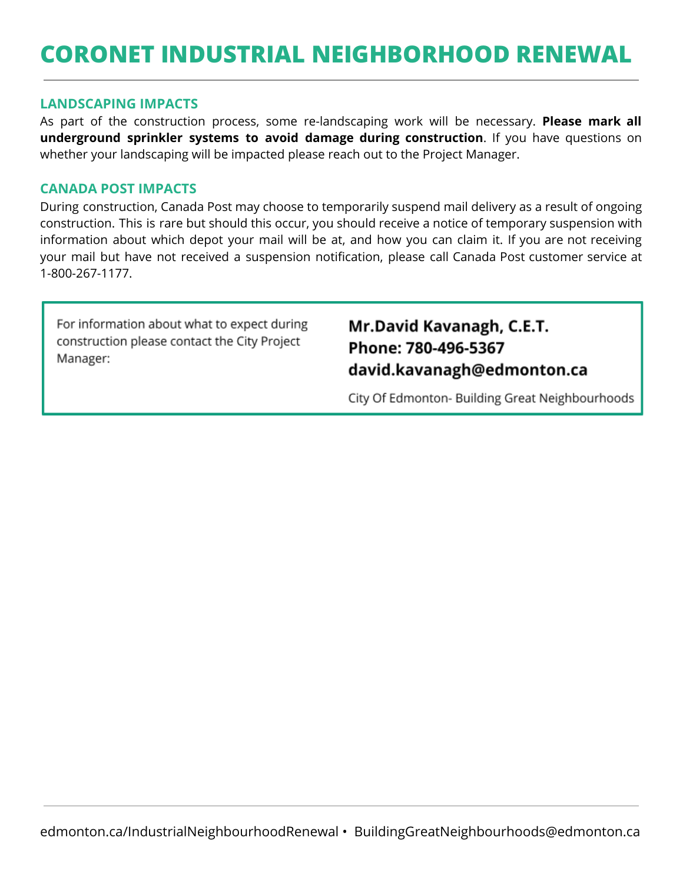# CORONET INDUSTRIAL NEIGHBORHOOD RENEWAL

## LANDSCAPING IMPACTS

As part of the construction process, some re-landscaping work will be necessary. **Please mark all underground sprinkler systems to avoid damage during construction**. If you have questions on whether your landscaping will be impacted please reach out to the Project Manager.

## CANADA POST IMPACTS

During construction, Canada Post may choose to temporarily suspend mail delivery as a result of ongoing construction. This is rare but should this occur, you should receive a notice of temporary suspension with information about which depot your mail will be at, and how you can claim it. If you are not receiving your mail but have not received a suspension notification, please call Canada Post customer service at 1-800-267-1177.

For information about what to expect during construction please contact the City Project Manager:

**Mr.David Kavanagh, C.E.T.**
**Phone: 780-496-5367**
**david.kavanagh@edmonton.ca**

City Of Edmonton- Building Great Neighbourhoods

edmonton.ca/IndustrialNeighbourhoodRenewal • BuildingGreatNeighbourhoods@edmonton.ca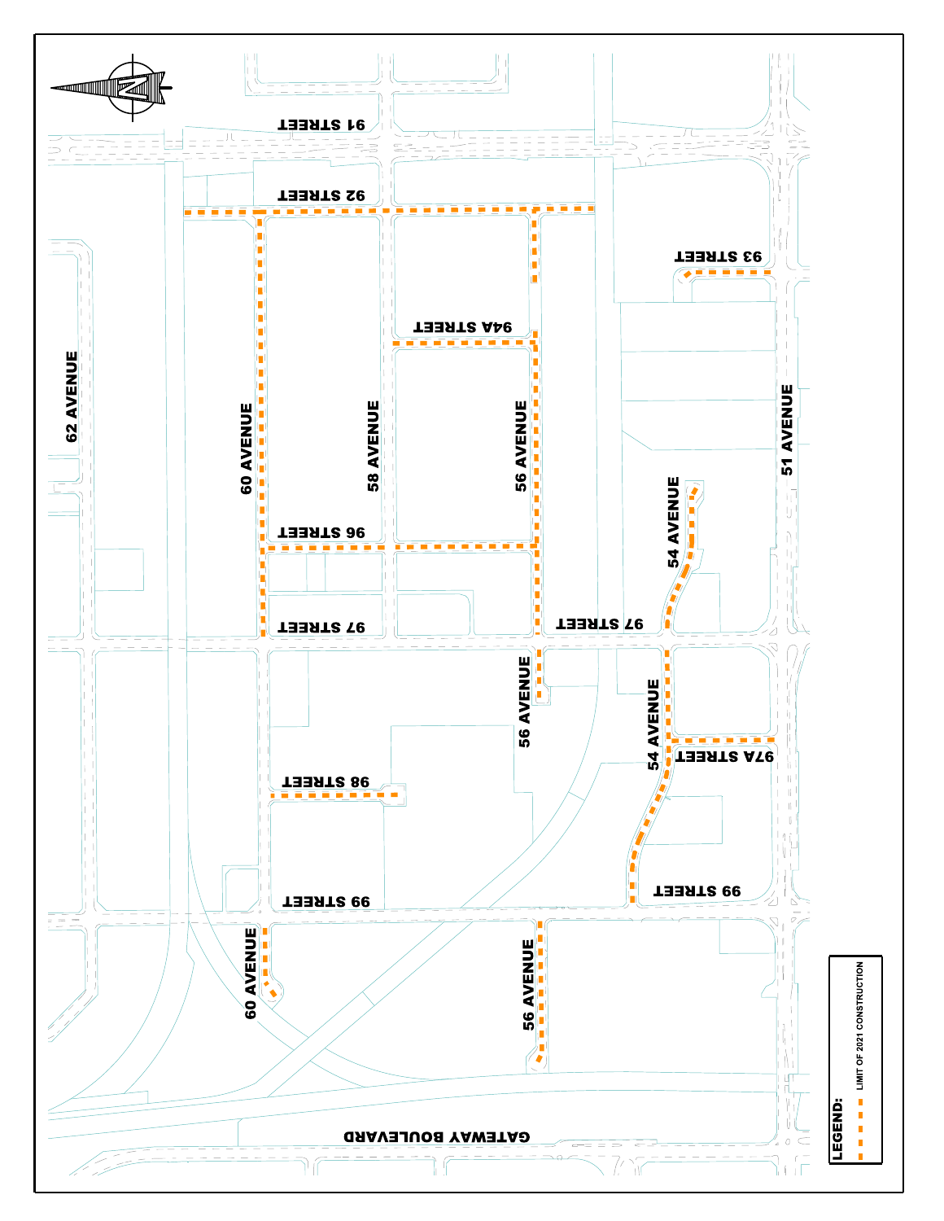91 STREET

92 STREET

93 STREET

94A STREET

62 AVENUE

60 AVENUE

58 AVENUE

56 AVENUE

51 AVENUE

54 AVENUE

96 STREET

97 STREET

97 STREET

56 AVENUE

54 AVENUE

97A STREET

98 STREET

99 STREET

99 STREET

60 AVENUE

56 AVENUE

GATEWAY BOULEVARD

LEGEND:

LIMIT OF 2021 CONSTRUCTION